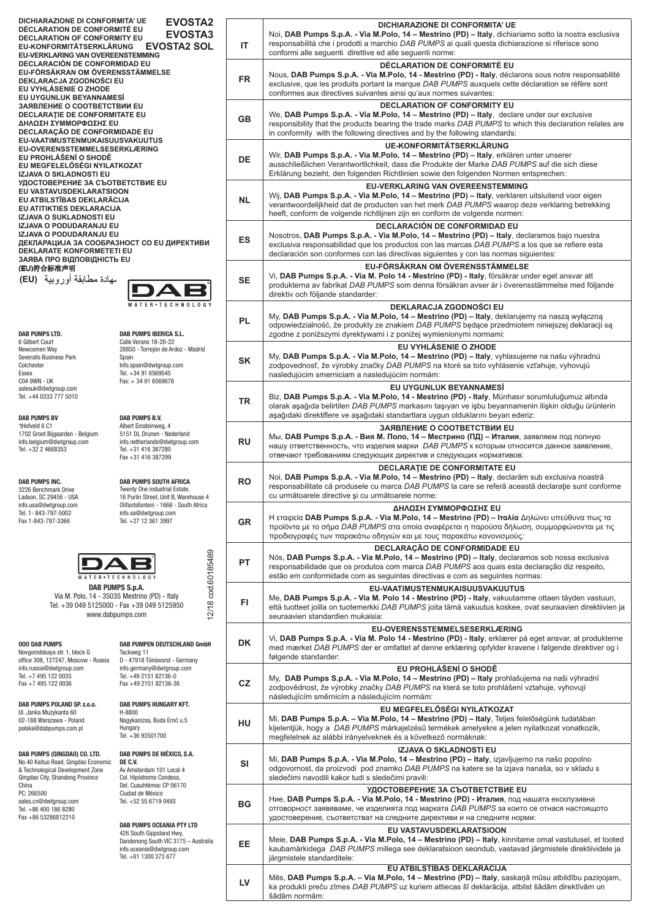**DICHIARAZIONE DI CONFORMITA' UE**
**DÉCLARATION DE CONFORMITÉ EU**
**DECLARATION OF CONFORMITY EU**
**EU-KONFORMITÄTSERKLÄRUNG**
**EU-VERKLARING VAN OVEREENSTEMMING**
**DECLARACIÓN DE CONFORMIDAD EU**
**EU-FÖRSÄKRAN OM ÖVERENSSTÄMMELSE**
**DEKLARACJA ZGODNOŚCI EU**
**EU VYHLÁSENIE O ZHODE**
**EU UYGUNLUK BEYANNAMESİ**
**ЗАЯВЛЕНИЕ О СООТВЕТСТВИИ EU**
**DECLARAŢIE DE CONFORMITATE EU**
**ΔΗΛΩΣΗ ΣΥΜΜΟΡΦΩΣΗΣ EU**
**DECLARAÇÃO DE CONFORMIDADE EU**
**EU-VAATIMUSTENMUKAISUUSVAKUUTUS**
**EU-OVERENSSTEMMELSESERKLÆRING**
**EU PROHLÁŠENÍ O SHODĚ**
**EU MEGFELELŐSÉGI NYILATKOZAT**
**IZJAVA O SKLADNOSTI EU**
**УДОСТОВЕРЕНИЕ ЗА СЪОТВЕТСТВИЕ EU**
**EU VASTAVUSDEKLARATSIOON**
**EU ATBILSTĪBAS DEKLARĀCIJA**
**EU ATITIKTIES DEKLARACIJA**
**IZJAVA O SUKLADNOSTI EU**
**IZJAVA O PODUDARANJU EU**
**IZJAVA O PODUDARANJU EU**
**ДЕКЛАРАЦИЈА ЗА СООБРАЗНОСТ СО EU ДИРЕКТИВИ**
**DEKLARATE KONFORMETETI EU**
**ЗАЯВА ПРО ВІДПОВІДНІСТЬ EU**
**(EU)符合标准声明**
**(EU) شهادة مطابقة أوروبية**

# EVOSTA2
# EVOSTA3
# EVOSTA2 SOL

**DAB PUMPS LTD.**
6 Gilbert Court
Newcomen Way
Severalls Business Park
Colchester
Essex
C04 9WN - UK
salesuk@dwtgroup.com
Tel. +44 0333 777 5010

**DAB PUMPS IBERICA S.L.**
Calle Verano 18-20-22
28850 - Torrejón de Ardoz - Madrid
Spain
Info.spain@dwtgroup.com
Tel. +34 91 6569545
Fax: + 34 91 6569676

**DAB PUMPS BV**
'tHofveld 6 C1
1702 Groot Bijgaarden - Belgium
info.belgium@dwtgroup.com
Tel. +32 2 4668353

**DAB PUMPS B.V.**
Albert Einsteinweg, 4
5151 DL Drunen - Nederland
info.netherlands@dwtgroup.com
Tel. +31 416 387280
Fax +31 416 387299

**DAB PUMPS INC.**
3226 Benchmark Drive
Ladson, SC 29456 - USA
info.usa@dwtgroup.com
Tel. 1- 843-797-5002
Fax 1-843-797-3366

**DAB PUMPS SOUTH AFRICA**
Twenty One industrial Estate,
16 Purlin Street, Unit B, Warehouse 4
Olifantsfontein - 1666 - South Africa
info.sa@dwtgroup.com
Tel. +27 12 361 3997

**DAB PUMPS S.p.A.**
Via M. Polo, 14 - 35035 Mestrino (PD) - Italy
Tel. +39 049 5125000 - Fax +39 049 5125950
www.dabpumps.com

12/18 cod.60185489

**OOO DAB PUMPS**
Novgorodskaya str. 1, block G
office 308, 127247, Moscow - Russia
info.russia@dwtgroup.com
Tel. +7 495 122 0035
Fax +7 495 122 0036

**DAB PUMPEN DEUTSCHLAND GmbH**
Tackweg 11
D - 47918 Tönisvorst - Germany
info.germany@dwtgroup.com
Tel. +49 2151 82136-0
Fax +49 2151 82136-36

**DAB PUMPS POLAND SP. z.o.o.**
Ul. Janka Muzykanta 60
02-188 Warszawa - Poland
polska@dabpumps.com.pl

**DAB PUMPS HUNGARY KFT.**
H-8800
Nagykanizsa, Buda Ernő u.5
Hungary
Tel. +36 93501700

**DAB PUMPS (QINGDAO) CO. LTD.**
No.40 Kaituo Road, Qingdao Economic & Technological Development Zone
Qingdao City, Shandong Province
China
PC: 266500
sales.cn@dwtgroup.com
Tel. +86 400 186 8280
Fax +86 53286812210

**DAB PUMPS DE MÉXICO, S.A. DE C.V.**
Av Amsterdam 101 Local 4
Col. Hipódromo Condesa,
Del. Cuauhtémoc CP 06170
Ciudad de México
Tel. +52 55 6719 0493

**DAB PUMPS OCEANIA PTY LTD**
426 South Gippsland Hwy,
Dandenong South VIC 3175 – Australia
info.oceania@dwtgroup.com
Tel. +61 1300 373 677

| | |
|---|---|
| **IT** | **DICHIARAZIONE DI CONFORMITA' UE** Noi, **DAB Pumps S.p.A. - Via M.Polo, 14 – Mestrino (PD) – Italy**, dichiariamo sotto la nostra esclusiva responsabilità che i prodotti a marchio *DAB PUMPS* ai quali questa dichiarazione si riferisce sono conformi alle seguenti direttive ed alle seguenti norme: |
| **FR** | **DÉCLARATION DE CONFORMITÉ EU** Nous, **DAB Pumps S.p.A. - Via M.Polo, 14 - Mestrino (PD) - Italy**, déclarons sous notre responsabilité exclusive, que les produits portant la marque *DAB PUMPS* auxquels cette déclaration se réfère sont conformes aux directives suivantes ainsi qu'aux normes suivantes: |
| **GB** | **DECLARATION OF CONFORMITY EU** We, **DAB Pumps S.p.A. - Via M.Polo, 14 – Mestrino (PD) – Italy**, declare under our exclusive responsibility that the products bearing the trade marks *DAB PUMPS* to which this declaration relates are in conformity with the following directives and by the following standards: |
| **DE** | **UE-KONFORMITÄTSERKLÄRUNG** Wir, **DAB Pumps S.p.A. - Via M.Polo, 14 – Mestrino (PD) – Italy**, erklären unter unserer ausschließlichen Verantwortlichkeit, dass die Produkte der Marke *DAB PUMPS* auf die sich diese Erklärung bezieht, den folgenden Richtlinien sowie den folgenden Normen entsprechen: |
| **NL** | **EU-VERKLARING VAN OVEREENSTEMMING** Wij, **DAB Pumps S.p.A. - Via M.Polo, 14 – Mestrino (PD) – Italy**, verklaren uitsluitend voor eigen verantwoordelijkheid dat de producten van het merk *DAB PUMPS* waarop deze verklaring betrekking heeft, conform de volgende richtlijnen zijn en conform de volgende normen: |
| **ES** | **DECLARACIÓN DE CONFORMIDAD EU** Nosotros, **DAB Pumps S.p.A. - Via M.Polo, 14 – Mestrino (PD) – Italy**, declaramos bajo nuestra exclusiva responsabilidad que los productos con las marcas *DAB PUMPS* a los que se refiere esta declaración son conformes con las directivas siguientes y con las normas siguientes: |
| **SE** | **EU-FÖRSÄKRAN OM ÖVERENSSTÄMMELSE** Vi, **DAB Pumps S.p.A. - Via M. Polo 14 - Mestrino (PD) - Italy**, försäkrar under eget ansvar att produkterna av fabrikat *DAB PUMPS* som denna försäkran avser är i överensstämmelse med följande direktiv och följande standarder: |
| **PL** | **DEKLARACJA ZGODNOŚCI EU** My, **DAB Pumps S.p.A. - Via M.Polo, 14 – Mestrino (PD) – Italy**, deklarujemy na naszą wyłączną odpowiedzialność, że produkty ze znakiem *DAB PUMPS* będące przedmiotem niniejszej deklaracji są zgodne z poniższymi dyrektywami i z poniżej wymienionymi normami: |
| **SK** | **EU VYHLÁSENIE O ZHODE** My, **DAB Pumps S.p.A. - Via M.Polo, 14 – Mestrino (PD) – Italy**, vyhlasujeme na našu výhradnú zodpovednosť, že výrobky značky *DAB PUMPS* na ktoré sa toto vyhlásenie vzťahuje, vyhovujú nasledujúcim smerniciam a nasledujúcim normám: |
| **TR** | **EU UYGUNLUK BEYANNAMESİ** Biz, **DAB Pumps S.p.A. - Via M.Polo, 14 - Mestrino (PD) - Italy**, Münhasır sorumluluğumuz altında olarak aşağıda belirtilen *DAB PUMPS* markasını taşıyan ve işbu beyannamenin ilişkin olduğu ürünlerin aşağıdaki direktiflere ve aşağıdaki standartlara uygun olduklarını beyan ederiz: |
| **RU** | **ЗАЯВЛЕНИЕ О СООТВЕТСТВИИ EU** Мы, **DAB Pumps S.p.A. - Вия М. Поло, 14 – Местрино (ПД) – Италия**, заявляем под полную нашу ответственность, что изделия марки *DAB PUMPS* к которым относится данное заявление, отвечают требованиям следующих директив и следующих нормативов: |
| **RO** | **DECLARAŢIE DE CONFORMITATE EU** Noi, **DAB Pumps S.p.A. - Via M.Polo, 14 – Mestrino (PD) – Italy**, declarăm sub exclusiva noastră responsabilitate că produsele cu marca *DAB PUMPS* la care se referă această declaraţie sunt conforme cu următoarele directive şi cu următoarele norme: |
| **GR** | **ΔΗΛΩΣΗ ΣΥΜΜΟΡΦΩΣΗΣ EU** Η εταιρεία **DAB Pumps S.p.A. - Via M.Polo, 14 – Mestrino (PD) – Ιταλία** Δηλώνει υπεύθυνα πως τα προϊόντα με το σήμα *DAB PUMPS* στα οποία αναφέρεται η παρούσα δήλωση, συμμορφώνονται με τις προδιαγραφές των παρακάτω οδηγιών και με τους παρακάτω κανονισμούς: |
| **PT** | **DECLARAÇÃO DE CONFORMIDADE EU** Nós, **DAB Pumps S.p.A. - Via M.Polo, 14 – Mestrino (PD) – Italy**, declaramos sob nossa exclusiva responsabilidade que os produtos com marca *DAB PUMPS* aos quais esta declaração diz respeito, estão em conformidade com as seguintes directivas e com as seguintes normas: |
| **FI** | **EU-VAATIMUSTENMUKAISUUSVAKUUTUS** Me, **DAB Pumps S.p.A. - Via M. Polo 14 - Mestrino (PD) - Italy**, vakuutamme ottaen täyden vastuun, että tuotteet joilla on tuotemerkki *DAB PUMPS* joita tämä vakuutus koskee, ovat seuraavien direktiivien ja seuraavien standardien mukaisia: |
| **DK** | **EU-OVERENSSTEMMELSESERKLÆRING** Vi, **DAB Pumps S.p.A. - Via M. Polo 14 - Mestrino (PD) - Italy**, erklærer på eget ansvar, at produkterne med mærket *DAB PUMPS* der er omfattet af denne erklæring opfylder kravene i følgende direktiver og i følgende standarder: |
| **CZ** | **EU PROHLÁŠENÍ O SHODĚ** My, **DAB Pumps S.p.A. - Via M.Polo, 14 – Mestrino (PD) – Italy** prohlašujema na naši výhradní zodpovědnost, že výrobky značky *DAB PUMPS* na která se toto prohlášení vztahuje, vyhovují následujícím směrnicím a následujícím normám: |
| **HU** | **EU MEGFELELŐSÉGI NYILATKOZAT** Mi, **DAB Pumps S.p.A. – Via M.Polo, 14 – Mestrino (PD) – Italy**, Teljes felelőségünk tudatában kijelentjük, hogy a *DAB PUMPS* márkajelzésű termékek amelyekre a jelen nyilatkozat vonatkozik, megfelelnek az alábbi irányelveknek és a következő normáknak: |
| **SI** | **IZJAVA O SKLADNOSTI EU** Mi, **DAB Pumps S.p.A. - Via M.Polo, 14 – Mestrino (PD) – Italy**, izjavljujemo na našo popolno odgovornost, da proizvodi pod znamko *DAB PUMPS* na katere se ta izjava nanaša, so v skladu s sledečimi navodili kakor tudi s sledečimi pravili: |
| **BG** | **УДОСТОВЕРЕНИЕ ЗА СЪОТВЕТСТВИЕ EU** Ние, **DAB Pumps S.p.A. - Via M.Polo, 14 - Mestrino (PD) - Италия**, под нашата ексклузивна отговорност заявяваме, че изделията под марката *DAB PUMPS* за които се отнася настоящото удостоверение, съответстват на следните директиви и на следните норми: |
| **EE** | **EU VASTAVUSDEKLARATSIOON** Meie, **DAB Pumps S.p.A. - Via M.Polo, 14 – Mestrino (PD) – Italy**, kinnitame omal vastutusel, et tooted kaubamärkidega *DAB PUMPS* millega see deklaratsioon seondub, vastavad järgmistele direktiividele ja järgmistele standarditele: |
| **LV** | **EU ATBILSTĪBAS DEKLARĀCIJA** Mēs, **DAB Pumps S.p.A. – Via M.Polo, 14 – Mestrino (PD) – Italy**, saskaņā mūsu atbildību paziņojam, ka produkti preču zīmes *DAB PUMPS* uz kuriem attiecas šī deklarācija, atbilst šādām direktīvām un šādām normām: |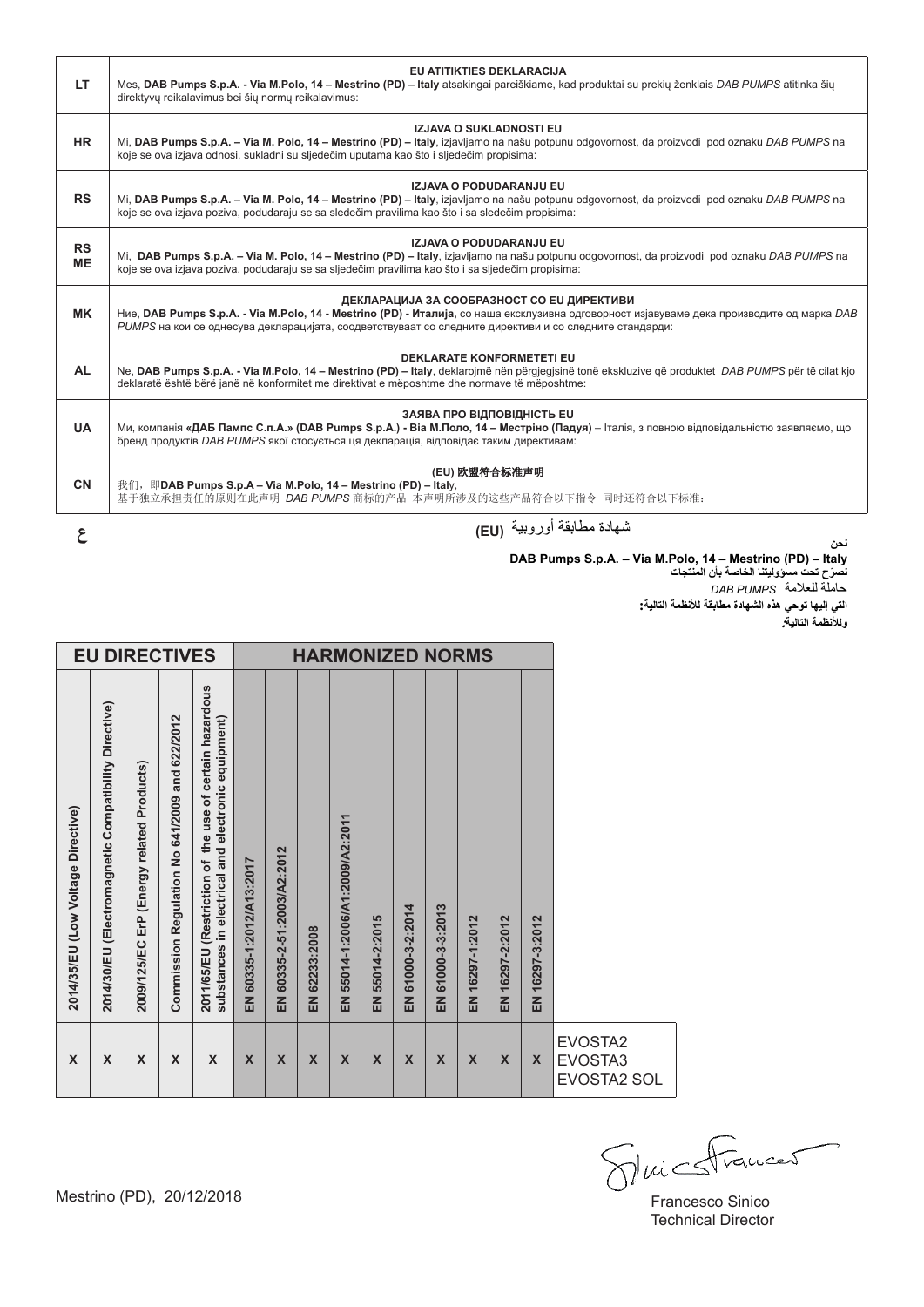| | |
|---|---|
| **LT** | **EU ATITIKTIES DEKLARACIJA**<br>Mes, **DAB Pumps S.p.A. - Via M.Polo, 14 – Mestrino (PD) – Italy** atsakingai pareiškiame, kad produktai su prekių ženklais *DAB PUMPS* atitinka šių direktyvų reikalavimus bei šių normų reikalavimus: |
| **HR** | **IZJAVA O SUKLADNOSTI EU**<br>Mi, **DAB Pumps S.p.A. – Via M. Polo, 14 – Mestrino (PD) – Italy**, izjavljamo na našu potpunu odgovornost, da proizvodi pod oznaku *DAB PUMPS* na koje se ova izjava odnosi, sukladni su sljedečim uputama kao što i sljedečim propisima: |
| **RS** | **IZJAVA O PODUDARANJU EU**<br>Mi, **DAB Pumps S.p.A. – Via M. Polo, 14 – Mestrino (PD) – Italy**, izjavljamo na našu potpunu odgovornost, da proizvodi pod oznaku *DAB PUMPS* na koje se ova izjava poziva, podudaraju se sa sledečim pravilima kao što i sa sledečim propisima: |
| **RS ME** | **IZJAVA O PODUDARANJU EU**<br>Mi, **DAB Pumps S.p.A. – Via M. Polo, 14 – Mestrino (PD) – Italy**, izjavljamo na našu potpunu odgovornost, da proizvodi pod oznaku *DAB PUMPS* na koje se ova izjava poziva, podudaraju se sa sljedečim pravilima kao što i sa sljedečim propisima: |
| **MK** | **ДЕКЛАРАЦИЈА ЗА СООБРАЗНОСТ СО EU ДИРЕКТИВИ**<br>Ние, **DAB Pumps S.p.A. - Via M.Polo, 14 - Mestrino (PD) - Италија,** со наша ексклузивна одговорност изјавуваме дека производите од марка *DAB PUMPS* на кои се однесува декларацијата, соодветствуваат со следните директиви и со следните стандарди: |
| **AL** | **DEKLARATE KONFORMETETI EU**<br>Ne, **DAB Pumps S.p.A. - Via M.Polo, 14 – Mestrino (PD) – Italy**, deklarojmë nën përgjegjsinë tonë ekskluzive që produktet *DAB PUMPS* për të cilat kjo deklaratë është bërë janë në konformitet me direktivat e mëposhtme dhe normave të mëposhtme: |
| **UA** | **ЗАЯВА ПРО ВІДПОВІДНІСТЬ EU**<br>Ми, компанія **«ДАБ Пампс С.п.А.» (DAB Pumps S.p.A.) - Віа М.Поло, 14 – Местріно (Падуя)** – Італія, з повною відповідальністю заявляємо, що бренд продуктів *DAB PUMPS* якої стосується ця декларація, відповідає таким директивам: |
| **CN** | **(EU) 欧盟符合标准声明**<br>我们，即**DAB Pumps S.p.A – Via M.Polo, 14 – Mestrino (PD) – Italy**,<br>基于独立承担责任的原则在此声明 *DAB PUMPS* 商标的产品 本声明所涉及的这些产品符合以下指令 同时还符合以下标准： |
| **ع** | شهادة مطابقة أوروبية **(EU)**<br>**نحن**<br>**DAB Pumps S.p.A. – Via M.Polo, 14 – Mestrino (PD) – Italy**<br>**نصرّح تحت مسؤوليتنا الخاصة بأن المنتجات**<br>حاملة للعلامة *DAB PUMPS*<br>**التي إليها توحي هذه الشهادة مطابقة للأنظمة التالية:**<br>**وللأنظمة التالية.** |

| EU DIRECTIVES | | | | | HARMONIZED NORMS | | | | | | | | | | |
|---|---|---|---|---|---|---|---|---|---|---|---|---|---|---|---|
| 2014/35/EU (Low Voltage Directive) | 2014/30/EU (Electromagnetic Compatibility Directive) | 2009/125/EC ErP (Energy related Products) | Commission Regulation No 641/2009 and 622/2012 | 2011/65/EU (Restriction of the use of certain hazardous substances in electrical and electronic equipment) | EN 60335-1:2012/A13:2017 | EN 60335-2-51:2003/A2:2012 | EN 62233:2008 | EN 55014-1:2006/A1:2009/A2:2011 | EN 55014-2:2015 | EN 61000-3-2:2014 | EN 61000-3-3:2013 | EN 16297-1:2012 | EN 16297-2:2012 | EN 16297-3:2012 | |
| X | X | X | X | X | X | X | X | X | X | X | X | X | X | X | EVOSTA2<br>EVOSTA3<br>EVOSTA2 SOL |

Mestrino (PD), 20/12/2018

Francesco Sinico
Technical Director